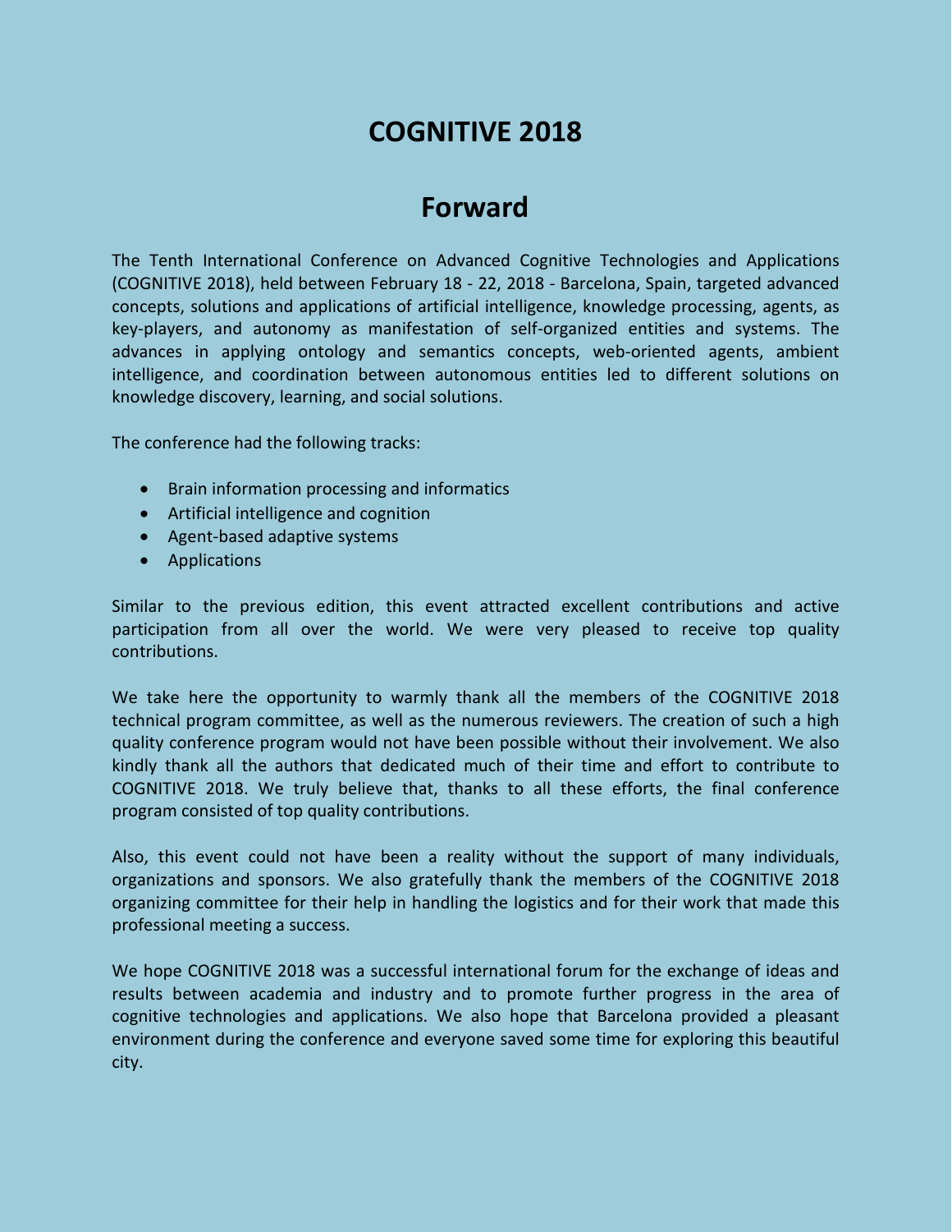# COGNITIVE 2018

## Forward

The Tenth International Conference on Advanced Cognitive Technologies and Applications (COGNITIVE 2018), held between February 18 - 22, 2018 - Barcelona, Spain, targeted advanced concepts, solutions and applications of artificial intelligence, knowledge processing, agents, as key-players, and autonomy as manifestation of self-organized entities and systems. The advances in applying ontology and semantics concepts, web-oriented agents, ambient intelligence, and coordination between autonomous entities led to different solutions on knowledge discovery, learning, and social solutions.

The conference had the following tracks:

- Brain information processing and informatics
- Artificial intelligence and cognition
- Agent-based adaptive systems
- Applications

Similar to the previous edition, this event attracted excellent contributions and active participation from all over the world. We were very pleased to receive top quality contributions.

We take here the opportunity to warmly thank all the members of the COGNITIVE 2018 technical program committee, as well as the numerous reviewers. The creation of such a high quality conference program would not have been possible without their involvement. We also kindly thank all the authors that dedicated much of their time and effort to contribute to COGNITIVE 2018. We truly believe that, thanks to all these efforts, the final conference program consisted of top quality contributions.

Also, this event could not have been a reality without the support of many individuals, organizations and sponsors. We also gratefully thank the members of the COGNITIVE 2018 organizing committee for their help in handling the logistics and for their work that made this professional meeting a success.

We hope COGNITIVE 2018 was a successful international forum for the exchange of ideas and results between academia and industry and to promote further progress in the area of cognitive technologies and applications. We also hope that Barcelona provided a pleasant environment during the conference and everyone saved some time for exploring this beautiful city.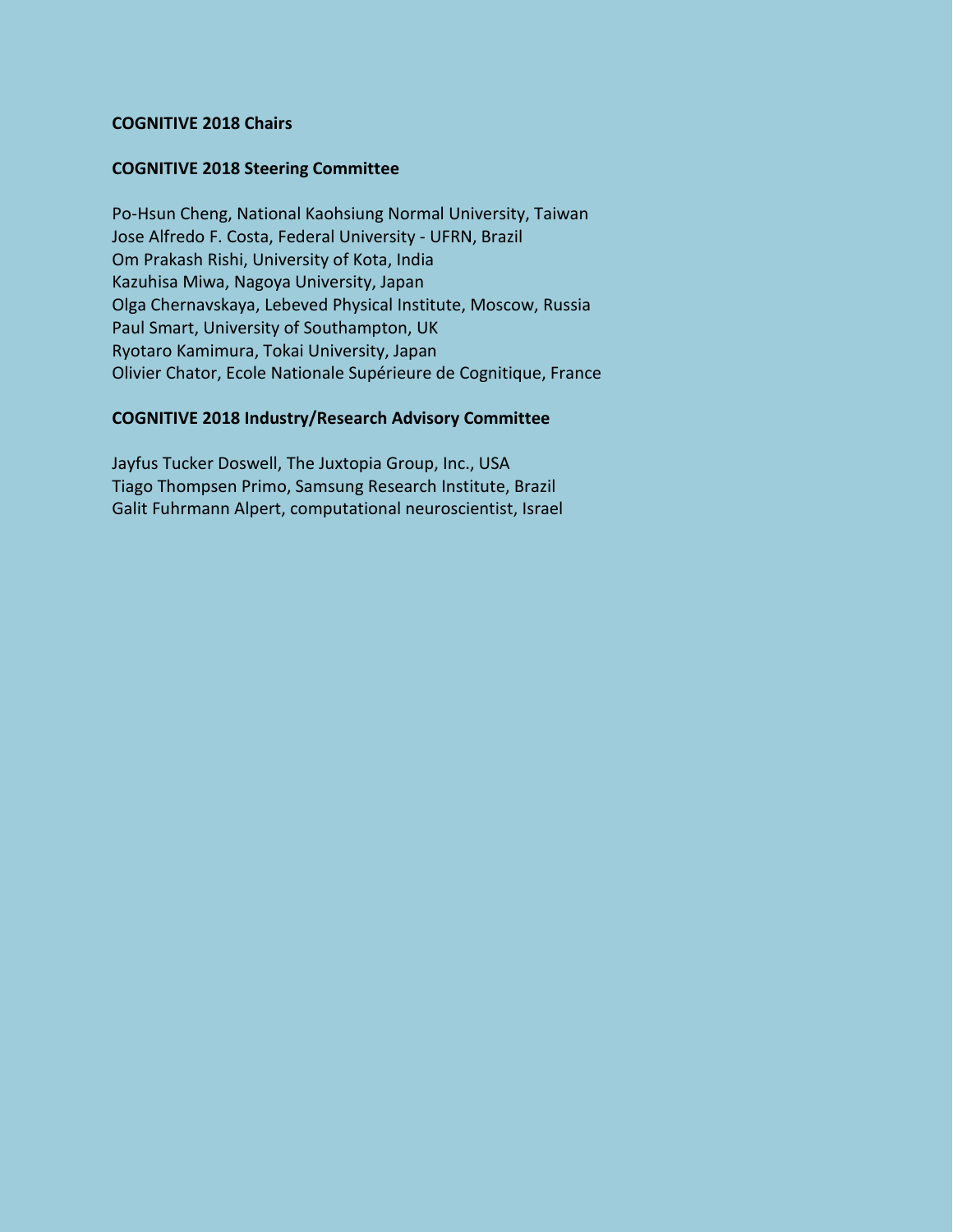**COGNITIVE 2018 Chairs**

**COGNITIVE 2018 Steering Committee**

Po-Hsun Cheng, National Kaohsiung Normal University, Taiwan
Jose Alfredo F. Costa, Federal University - UFRN, Brazil
Om Prakash Rishi, University of Kota, India
Kazuhisa Miwa, Nagoya University, Japan
Olga Chernavskaya, Lebeved Physical Institute, Moscow, Russia
Paul Smart, University of Southampton, UK
Ryotaro Kamimura, Tokai University, Japan
Olivier Chator, Ecole Nationale Supérieure de Cognitique, France

**COGNITIVE 2018 Industry/Research Advisory Committee**

Jayfus Tucker Doswell, The Juxtopia Group, Inc., USA
Tiago Thompsen Primo, Samsung Research Institute, Brazil
Galit Fuhrmann Alpert, computational neuroscientist, Israel